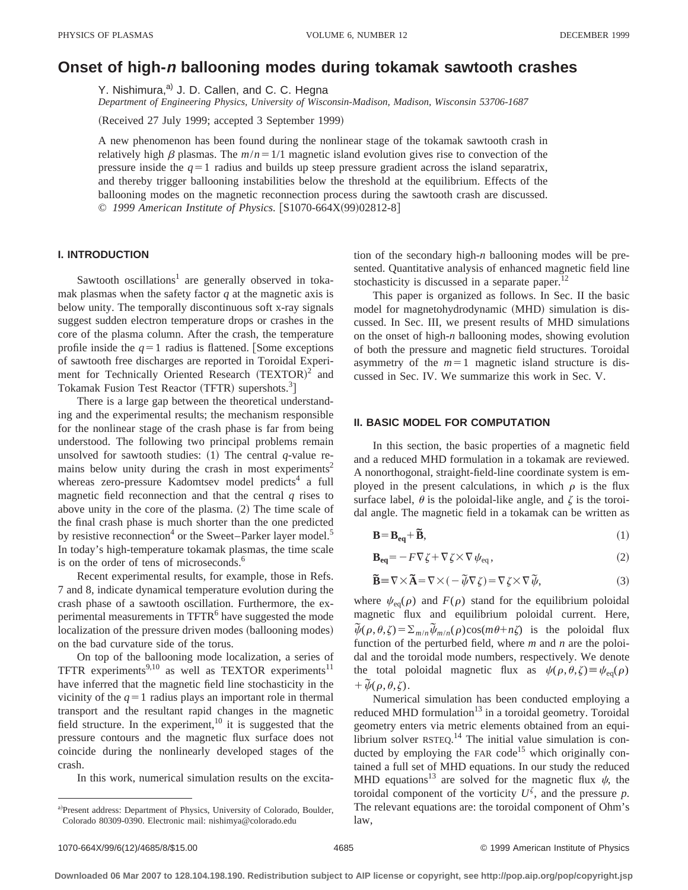# Onset of high-*n* ballooning modes during tokamak sawtooth crashes

Y. Nishimura,[a] J. D. Callen, and C. C. Hegna

*Department of Engineering Physics, University of Wisconsin-Madison, Madison, Wisconsin 53706-1687*

(Received 27 July 1999; accepted 3 September 1999)

A new phenomenon has been found during the nonlinear stage of the tokamak sawtooth crash in relatively high $\beta$ plasmas. The $m/n=1/1$ magnetic island evolution gives rise to convection of the pressure inside the $q=1$ radius and builds up steep pressure gradient across the island separatrix, and thereby trigger ballooning instabilities below the threshold at the equilibrium. Effects of the ballooning modes on the magnetic reconnection process during the sawtooth crash are discussed. © *1999 American Institute of Physics.* [S1070-664X(99)02812-8]

## I. INTRODUCTION

Sawtooth oscillations[1] are generally observed in tokamak plasmas when the safety factor $q$ at the magnetic axis is below unity. The temporally discontinuous soft x-ray signals suggest sudden electron temperature drops or crashes in the core of the plasma column. After the crash, the temperature profile inside the $q=1$ radius is flattened. [Some exceptions of sawtooth free discharges are reported in Toroidal Experiment for Technically Oriented Research (TEXTOR)[2] and Tokamak Fusion Test Reactor (TFTR) supershots.[3]]

There is a large gap between the theoretical understanding and the experimental results; the mechanism responsible for the nonlinear stage of the crash phase is far from being understood. The following two principal problems remain unsolved for sawtooth studies: (1) The central $q$-value remains below unity during the crash in most experiments[2] whereas zero-pressure Kadomtsev model predicts[4] a full magnetic field reconnection and that the central $q$ rises to above unity in the core of the plasma. (2) The time scale of the final crash phase is much shorter than the one predicted by resistive reconnection[4] or the Sweet–Parker layer model.[5] In today's high-temperature tokamak plasmas, the time scale is on the order of tens of microseconds.[6]

Recent experimental results, for example, those in Refs. 7 and 8, indicate dynamical temperature evolution during the crash phase of a sawtooth oscillation. Furthermore, the experimental measurements in TFTR[6] have suggested the mode localization of the pressure driven modes (ballooning modes) on the bad curvature side of the torus.

On top of the ballooning mode localization, a series of TFTR experiments[9,10] as well as TEXTOR experiments[11] have inferred that the magnetic field line stochasticity in the vicinity of the $q=1$ radius plays an important role in thermal transport and the resultant rapid changes in the magnetic field structure. In the experiment,[10] it is suggested that the pressure contours and the magnetic flux surface does not coincide during the nonlinearly developed stages of the crash.

In this work, numerical simulation results on the excitation of the secondary high-*n* ballooning modes will be presented. Quantitative analysis of enhanced magnetic field line stochasticity is discussed in a separate paper.[12]

This paper is organized as follows. In Sec. II the basic model for magnetohydrodynamic (MHD) simulation is discussed. In Sec. III, we present results of MHD simulations on the onset of high-*n* ballooning modes, showing evolution of both the pressure and magnetic field structures. Toroidal asymmetry of the $m=1$ magnetic island structure is discussed in Sec. IV. We summarize this work in Sec. V.

## II. BASIC MODEL FOR COMPUTATION

In this section, the basic properties of a magnetic field and a reduced MHD formulation in a tokamak are reviewed. A nonorthogonal, straight-field-line coordinate system is employed in the present calculations, in which $\rho$ is the flux surface label, $\theta$ is the poloidal-like angle, and $\zeta$ is the toroidal angle. The magnetic field in a tokamak can be written as

$$\mathbf{B}=\mathbf{B_{eq}}+\tilde{\mathbf{B}}, \tag{1}$$

$$\mathbf{B_{eq}}=-F\nabla\zeta+\nabla\zeta\times\nabla\psi_{\rm eq}, \tag{2}$$

$$\tilde{\mathbf{B}}\equiv\nabla\times\tilde{\mathbf{A}}=\nabla\times(-\tilde{\psi}\nabla\zeta)=\nabla\zeta\times\nabla\tilde{\psi}, \tag{3}$$

where $\psi_{\rm eq}(\rho)$ and $F(\rho)$ stand for the equilibrium poloidal magnetic flux and equilibrium poloidal current. Here, $\tilde{\psi}(\rho,\theta,\zeta)=\sum_{m/n}\tilde{\psi}_{m/n}(\rho)\cos(m\theta+n\zeta)$ is the poloidal flux function of the perturbed field, where $m$ and $n$ are the poloidal and the toroidal mode numbers, respectively. We denote the total poloidal magnetic flux as $\psi(\rho,\theta,\zeta)\equiv\psi_{\rm eq}(\rho)+\tilde{\psi}(\rho,\theta,\zeta)$.

Numerical simulation has been conducted employing a reduced MHD formulation[13] in a toroidal geometry. Toroidal geometry enters via metric elements obtained from an equilibrium solver RSTEQ.[14] The initial value simulation is conducted by employing the FAR code[15] which originally contained a full set of MHD equations. In our study the reduced MHD equations[13] are solved for the magnetic flux $\psi$, the toroidal component of the vorticity $U^{\zeta}$, and the pressure $p$. The relevant equations are: the toroidal component of Ohm's law,

[a] Present address: Department of Physics, University of Colorado, Boulder, Colorado 80309-0390. Electronic mail: nishimya@colorado.edu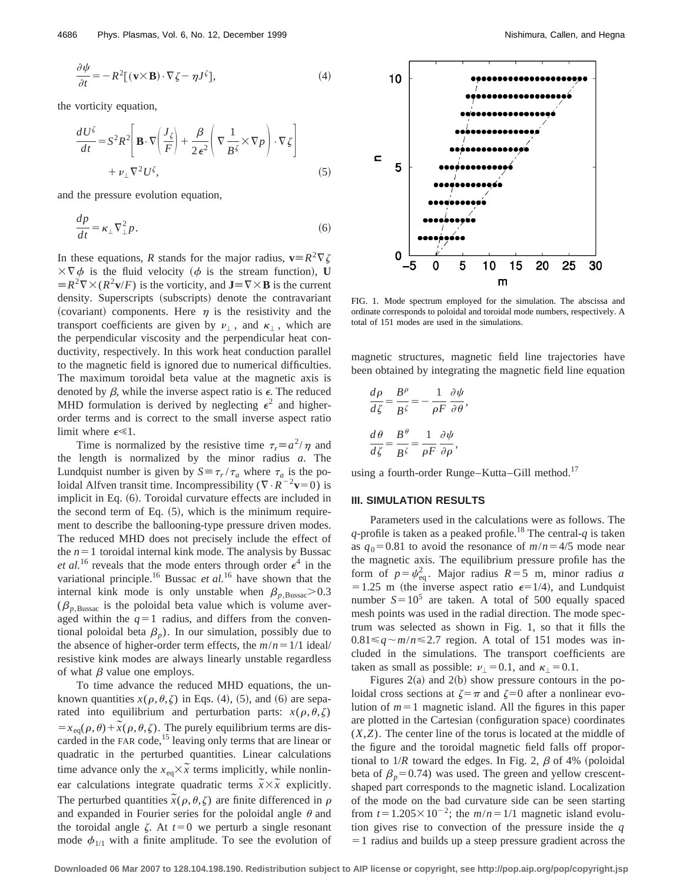$$\frac{\partial \psi}{\partial t} = -R^2[(\mathbf{v}\times\mathbf{B})\cdot\nabla\zeta - \eta J^\zeta], \tag{4}$$

the vorticity equation,

$$\frac{dU^\zeta}{dt} = S^2R^2\left[\mathbf{B}\cdot\nabla\left(\frac{J_\zeta}{F}\right) + \frac{\beta}{2\epsilon^2}\left(\nabla\frac{1}{B^\zeta}\times\nabla p\right)\cdot\nabla\zeta\right] + \nu_\perp\nabla^2U^\zeta, \tag{5}$$

and the pressure evolution equation,

$$\frac{dp}{dt} = \kappa_\perp\nabla_\perp^2 p. \tag{6}$$

In these equations, $R$ stands for the major radius, $\mathbf{v}\equiv R^2\nabla\zeta\times\nabla\phi$ is the fluid velocity ($\phi$ is the stream function), $\mathbf{U}\equiv R^2\nabla\times(R^2\mathbf{v}/F)$ is the vorticity, and $\mathbf{J}\equiv\nabla\times\mathbf{B}$ is the current density. Superscripts (subscripts) denote the contravariant (covariant) components. Here $\eta$ is the resistivity and the transport coefficients are given by $\nu_\perp$, and $\kappa_\perp$, which are the perpendicular viscosity and the perpendicular heat conductivity, respectively. In this work heat conduction parallel to the magnetic field is ignored due to numerical difficulties. The maximum toroidal beta value at the magnetic axis is denoted by $\beta$, while the inverse aspect ratio is $\epsilon$. The reduced MHD formulation is derived by neglecting $\epsilon^2$ and higher-order terms and is correct to the small inverse aspect ratio limit where $\epsilon \ll 1$.

Time is normalized by the resistive time $\tau_r \equiv a^2/\eta$ and the length is normalized by the minor radius $a$. The Lundquist number is given by $S \equiv \tau_r/\tau_a$ where $\tau_a$ is the poloidal Alfven transit time. Incompressibility ($\nabla\cdot R^{-2}\mathbf{v}=0$) is implicit in Eq. (6). Toroidal curvature effects are included in the second term of Eq. (5), which is the minimum requirement to describe the ballooning-type pressure driven modes. The reduced MHD does not precisely include the effect of the $n=1$ toroidal internal kink mode. The analysis by Bussac *et al.*[16] reveals that the mode enters through order $\epsilon^4$ in the variational principle.[16] Bussac *et al.*[16] have shown that the internal kink mode is only unstable when $\beta_{p,\mathrm{Bussac}} > 0.3$ ($\beta_{p,\mathrm{Bussac}}$ is the poloidal beta value which is volume averaged within the $q=1$ radius, and differs from the conventional poloidal beta $\beta_p$). In our simulation, possibly due to the absence of higher-order term effects, the $m/n = 1/1$ ideal/resistive kink modes are always linearly unstable regardless of what $\beta$ value one employs.

To time advance the reduced MHD equations, the unknown quantities $x(\rho,\theta,\zeta)$ in Eqs. (4), (5), and (6) are separated into equilibrium and perturbation parts: $x(\rho,\theta,\zeta) = x_{\mathrm{eq}}(\rho,\theta) + \tilde{x}(\rho,\theta,\zeta)$. The purely equilibrium terms are discarded in the FAR code,[15] leaving only terms that are linear or quadratic in the perturbed quantities. Linear calculations time advance only the $x_{\mathrm{eq}}\times\tilde{x}$ terms implicitly, while nonlinear calculations integrate quadratic terms $\tilde{x}\times\tilde{x}$ explicitly. The perturbed quantities $\tilde{x}(\rho,\theta,\zeta)$ are finite differenced in $\rho$ and expanded in Fourier series for the poloidal angle $\theta$ and the toroidal angle $\zeta$. At $t=0$ we perturb a single resonant mode $\phi_{1/1}$ with a finite amplitude. To see the evolution of magnetic structures, magnetic field line trajectories have been obtained by integrating the magnetic field line equation

$$\frac{d\rho}{d\zeta} = \frac{B^\rho}{B^\zeta} = -\frac{1}{\rho F}\frac{\partial\psi}{\partial\theta},$$

$$\frac{d\theta}{d\zeta} = \frac{B^\theta}{B^\zeta} = \frac{1}{\rho F}\frac{\partial\psi}{\partial\rho},$$

using a fourth-order Runge–Kutta–Gill method.[17]

FIG. 1. Mode spectrum employed for the simulation. The abscissa and ordinate corresponds to poloidal and toroidal mode numbers, respectively. A total of 151 modes are used in the simulations.

## III. SIMULATION RESULTS

Parameters used in the calculations were as follows. The $q$-profile is taken as a peaked profile.[18] The central-$q$ is taken as $q_0 = 0.81$ to avoid the resonance of $m/n = 4/5$ mode near the magnetic axis. The equilibrium pressure profile has the form of $p = \psi_{\mathrm{eq}}^2$. Major radius $R = 5$ m, minor radius $a = 1.25$ m (the inverse aspect ratio $\epsilon = 1/4$), and Lundquist number $S = 10^5$ are taken. A total of 500 equally spaced mesh points was used in the radial direction. The mode spectrum was selected as shown in Fig. 1, so that it fills the $0.81 \leqslant q \sim m/n \leqslant 2.7$ region. A total of 151 modes was included in the simulations. The transport coefficients are taken as small as possible: $\nu_\perp = 0.1$, and $\kappa_\perp = 0.1$.

Figures 2(a) and 2(b) show pressure contours in the poloidal cross sections at $\zeta = \pi$ and $\zeta = 0$ after a nonlinear evolution of $m = 1$ magnetic island. All the figures in this paper are plotted in the Cartesian (configuration space) coordinates $(X,Z)$. The center line of the torus is located at the middle of the figure and the toroidal magnetic field falls off proportional to $1/R$ toward the edges. In Fig. 2, $\beta$ of 4% (poloidal beta of $\beta_p = 0.74$) was used. The green and yellow crescent-shaped part corresponds to the magnetic island. Localization of the mode on the bad curvature side can be seen starting from $t = 1.205\times10^{-2}$; the $m/n = 1/1$ magnetic island evolution gives rise to convection of the pressure inside the $q = 1$ radius and builds up a steep pressure gradient across the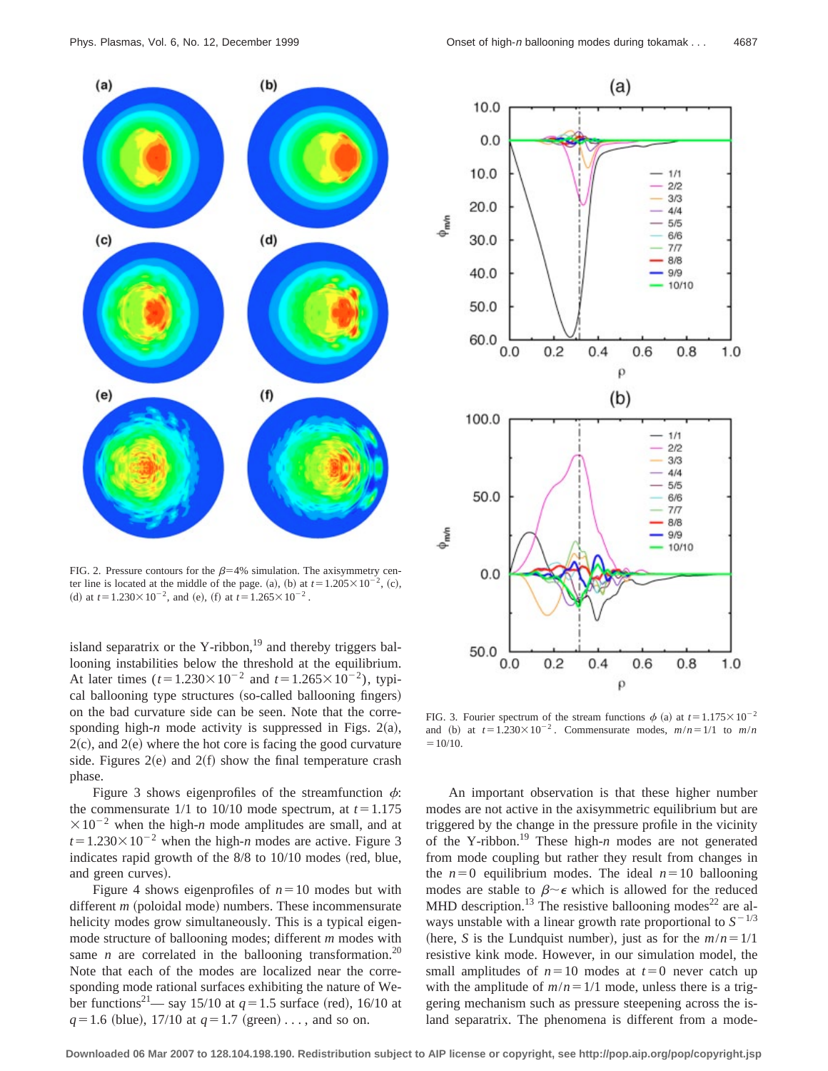FIG. 2. Pressure contours for the $\beta$=4% simulation. The axisymmetry center line is located at the middle of the page. (a), (b) at $t=1.205\times10^{-2}$, (c), (d) at $t=1.230\times10^{-2}$, and (e), (f) at $t=1.265\times10^{-2}$.

FIG. 3. Fourier spectrum of the stream functions $\phi$ (a) at $t=1.175\times10^{-2}$ and (b) at $t=1.230\times10^{-2}$. Commensurate modes, $m/n=1/1$ to $m/n=10/10$.

island separatrix or the Y-ribbon,[19] and thereby triggers ballooning instabilities below the threshold at the equilibrium. At later times ($t=1.230\times10^{-2}$ and $t=1.265\times10^{-2}$), typical ballooning type structures (so-called ballooning fingers) on the bad curvature side can be seen. Note that the corresponding high-$n$ mode activity is suppressed in Figs. 2(a), 2(c), and 2(e) where the hot core is facing the good curvature side. Figures 2(e) and 2(f) show the final temperature crash phase.

Figure 3 shows eigenprofiles of the streamfunction $\phi$: the commensurate 1/1 to 10/10 mode spectrum, at $t=1.175\times10^{-2}$ when the high-$n$ mode amplitudes are small, and at $t=1.230\times10^{-2}$ when the high-$n$ modes are active. Figure 3 indicates rapid growth of the 8/8 to 10/10 modes (red, blue, and green curves).

Figure 4 shows eigenprofiles of $n=10$ modes but with different $m$ (poloidal mode) numbers. These incommensurate helicity modes grow simultaneously. This is a typical eigenmode structure of ballooning modes; different $m$ modes with same $n$ are correlated in the ballooning transformation.[20] Note that each of the modes are localized near the corresponding mode rational surfaces exhibiting the nature of Weber functions[21]— say 15/10 at $q=1.5$ surface (red), 16/10 at $q=1.6$ (blue), 17/10 at $q=1.7$ (green) . . . , and so on.

An important observation is that these higher number modes are not active in the axisymmetric equilibrium but are triggered by the change in the pressure profile in the vicinity of the Y-ribbon.[19] These high-$n$ modes are not generated from mode coupling but rather they result from changes in the $n=0$ equilibrium modes. The ideal $n=10$ ballooning modes are stable to $\beta\sim\epsilon$ which is allowed for the reduced MHD description.[13] The resistive ballooning modes[22] are always unstable with a linear growth rate proportional to $S^{-1/3}$ (here, $S$ is the Lundquist number), just as for the $m/n=1/1$ resistive kink mode. However, in our simulation model, the small amplitudes of $n=10$ modes at $t=0$ never catch up with the amplitude of $m/n=1/1$ mode, unless there is a triggering mechanism such as pressure steepening across the island separatrix. The phenomena is different from a mode-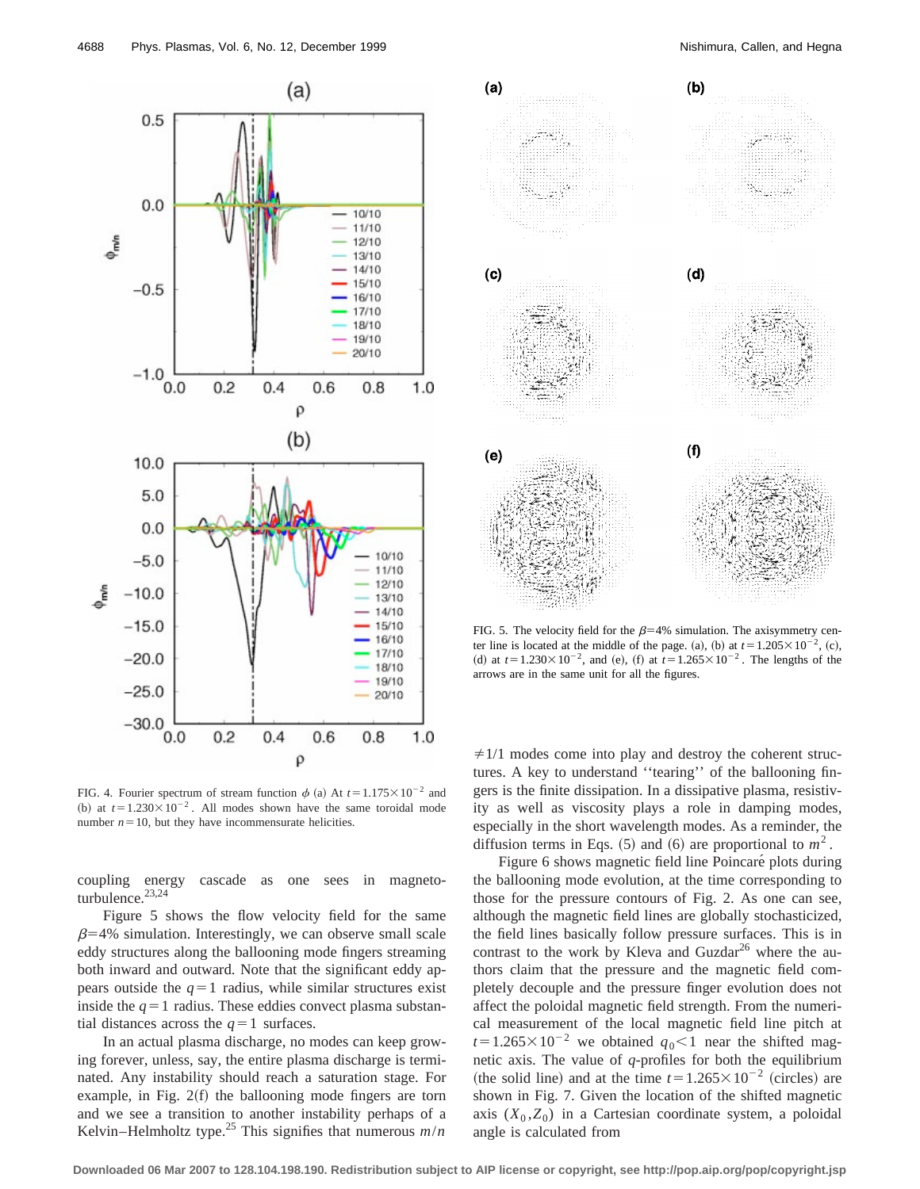FIG. 4. Fourier spectrum of stream function $\phi$ (a) At $t=1.175\times10^{-2}$ and (b) at $t=1.230\times10^{-2}$. All modes shown have the same toroidal mode number $n=10$, but they have incommensurate helicities.

coupling energy cascade as one sees in magnetoturbulence.[23,24]

Figure 5 shows the flow velocity field for the same $\beta=4\%$ simulation. Interestingly, we can observe small scale eddy structures along the ballooning mode fingers streaming both inward and outward. Note that the significant eddy appears outside the $q=1$ radius, while similar structures exist inside the $q=1$ radius. These eddies convect plasma substantial distances across the $q=1$ surfaces.

In an actual plasma discharge, no modes can keep growing forever, unless, say, the entire plasma discharge is terminated. Any instability should reach a saturation stage. For example, in Fig. 2(f) the ballooning mode fingers are torn and we see a transition to another instability perhaps of a Kelvin–Helmholtz type.[25] This signifies that numerous $m/n \neq 1/1$ modes come into play and destroy the coherent structures. A key to understand ''tearing'' of the ballooning fingers is the finite dissipation. In a dissipative plasma, resistivity as well as viscosity plays a role in damping modes, especially in the short wavelength modes. As a reminder, the diffusion terms in Eqs. (5) and (6) are proportional to $m^2$.

FIG. 5. The velocity field for the $\beta=4\%$ simulation. The axisymmetry center line is located at the middle of the page. (a), (b) at $t=1.205\times10^{-2}$, (c), (d) at $t=1.230\times10^{-2}$, and (e), (f) at $t=1.265\times10^{-2}$. The lengths of the arrows are in the same unit for all the figures.

Figure 6 shows magnetic field line Poincaré plots during the ballooning mode evolution, at the time corresponding to those for the pressure contours of Fig. 2. As one can see, although the magnetic field lines are globally stochasticized, the field lines basically follow pressure surfaces. This is in contrast to the work by Kleva and Guzdar[26] where the authors claim that the pressure and the magnetic field completely decouple and the pressure finger evolution does not affect the poloidal magnetic field strength. From the numerical measurement of the local magnetic field line pitch at $t=1.265\times10^{-2}$ we obtained $q_0<1$ near the shifted magnetic axis. The value of $q$-profiles for both the equilibrium (the solid line) and at the time $t=1.265\times10^{-2}$ (circles) are shown in Fig. 7. Given the location of the shifted magnetic axis $(X_0, Z_0)$ in a Cartesian coordinate system, a poloidal angle is calculated from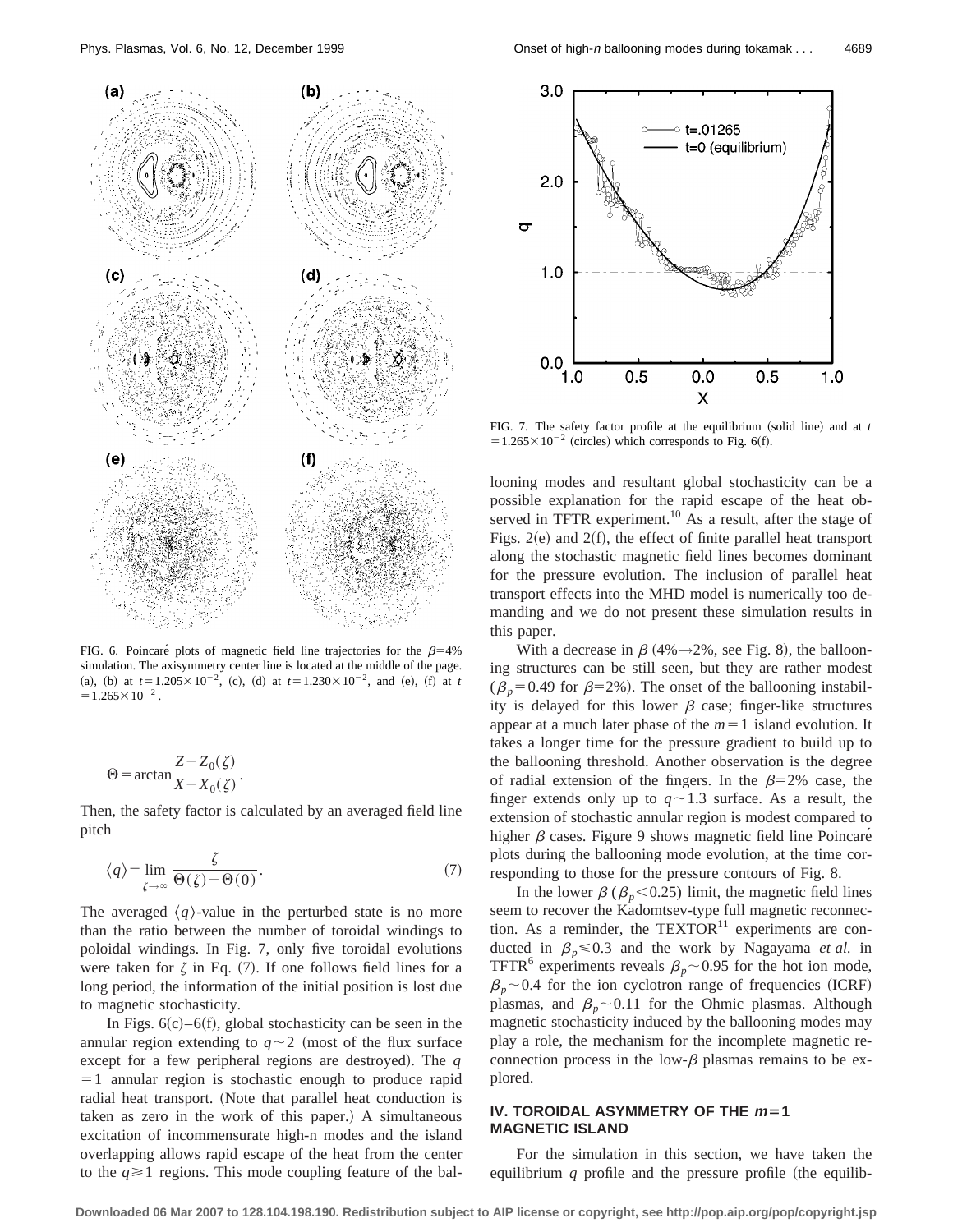FIG. 6. Poincaré plots of magnetic field line trajectories for the $\beta$=4% simulation. The axisymmetry center line is located at the middle of the page. (a), (b) at $t=1.205\times10^{-2}$, (c), (d) at $t=1.230\times10^{-2}$, and (e), (f) at $t=1.265\times10^{-2}$.

$$\Theta = \arctan\frac{Z-Z_0(\zeta)}{X-X_0(\zeta)}.$$

Then, the safety factor is calculated by an averaged field line pitch

$$\langle q\rangle = \lim_{\zeta\to\infty}\frac{\zeta}{\Theta(\zeta)-\Theta(0)}. \tag{7}$$

The averaged $\langle q\rangle$-value in the perturbed state is no more than the ratio between the number of toroidal windings to poloidal windings. In Fig. 7, only five toroidal evolutions were taken for $\zeta$ in Eq. (7). If one follows field lines for a long period, the information of the initial position is lost due to magnetic stochasticity.

In Figs. 6(c)–6(f), global stochasticity can be seen in the annular region extending to $q\sim2$ (most of the flux surface except for a few peripheral regions are destroyed). The $q=1$ annular region is stochastic enough to produce rapid radial heat transport. (Note that parallel heat conduction is taken as zero in the work of this paper.) A simultaneous excitation of incommensurate high-n modes and the island overlapping allows rapid escape of the heat from the center to the $q\geq1$ regions. This mode coupling feature of the ballooning modes and resultant global stochasticity can be a possible explanation for the rapid escape of the heat observed in TFTR experiment.[10] As a result, after the stage of Figs. 2(e) and 2(f), the effect of finite parallel heat transport along the stochastic magnetic field lines becomes dominant for the pressure evolution. The inclusion of parallel heat transport effects into the MHD model is numerically too demanding and we do not present these simulation results in this paper.

FIG. 7. The safety factor profile at the equilibrium (solid line) and at $t=1.265\times10^{-2}$ (circles) which corresponds to Fig. 6(f).

With a decrease in $\beta$ (4%→2%, see Fig. 8), the ballooning structures can be still seen, but they are rather modest ($\beta_p=0.49$ for $\beta$=2%). The onset of the ballooning instability is delayed for this lower $\beta$ case; finger-like structures appear at a much later phase of the $m=1$ island evolution. It takes a longer time for the pressure gradient to build up to the ballooning threshold. Another observation is the degree of radial extension of the fingers. In the $\beta$=2% case, the finger extends only up to $q\sim1.3$ surface. As a result, the extension of stochastic annular region is modest compared to higher $\beta$ cases. Figure 9 shows magnetic field line Poincaré plots during the ballooning mode evolution, at the time corresponding to those for the pressure contours of Fig. 8.

In the lower $\beta$ ($\beta_p<0.25$) limit, the magnetic field lines seem to recover the Kadomtsev-type full magnetic reconnection. As a reminder, the TEXTOR[11] experiments are conducted in $\beta_p\leq0.3$ and the work by Nagayama *et al.* in TFTR[6] experiments reveals $\beta_p\sim0.95$ for the hot ion mode, $\beta_p\sim0.4$ for the ion cyclotron range of frequencies (ICRF) plasmas, and $\beta_p\sim0.11$ for the Ohmic plasmas. Although magnetic stochasticity induced by the ballooning modes may play a role, the mechanism for the incomplete magnetic reconnection process in the low-$\beta$ plasmas remains to be explored.

## IV. TOROIDAL ASYMMETRY OF THE $m=1$ MAGNETIC ISLAND

For the simulation in this section, we have taken the equilibrium $q$ profile and the pressure profile (the equilib-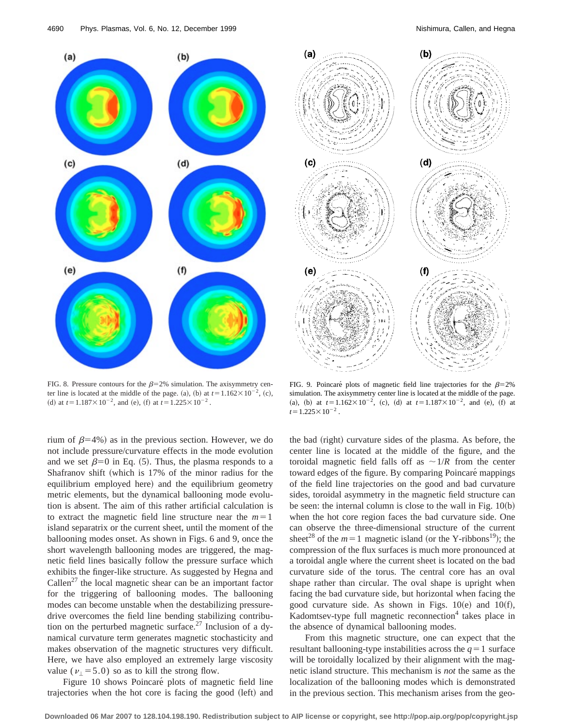FIG. 8. Pressure contours for the $\beta=2\%$ simulation. The axisymmetry center line is located at the middle of the page. (a), (b) at $t=1.162\times10^{-2}$, (c), (d) at $t=1.187\times10^{-2}$, and (e), (f) at $t=1.225\times10^{-2}$.

FIG. 9. Poincaré plots of magnetic field line trajectories for the $\beta=2\%$ simulation. The axisymmetry center line is located at the middle of the page. (a), (b) at $t=1.162\times10^{-2}$, (c), (d) at $t=1.187\times10^{-2}$, and (e), (f) at $t=1.225\times10^{-2}$.

rium of $\beta=4\%$) as in the previous section. However, we do not include pressure/curvature effects in the mode evolution and we set $\beta=0$ in Eq. (5). Thus, the plasma responds to a Shafranov shift (which is 17% of the minor radius for the equilibrium employed here) and the equilibrium geometry metric elements, but the dynamical ballooning mode evolution is absent. The aim of this rather artificial calculation is to extract the magnetic field line structure near the $m=1$ island separatrix or the current sheet, until the moment of the ballooning modes onset. As shown in Figs. 6 and 9, once the short wavelength ballooning modes are triggered, the magnetic field lines basically follow the pressure surface which exhibits the finger-like structure. As suggested by Hegna and Callen[27] the local magnetic shear can be an important factor for the triggering of ballooning modes. The ballooning modes can become unstable when the destabilizing pressure-drive overcomes the field line bending stabilizing contribution on the perturbed magnetic surface.[27] Inclusion of a dynamical curvature term generates magnetic stochasticity and makes observation of the magnetic structures very difficult. Here, we have also employed an extremely large viscosity value ($\nu_\perp=5.0$) so as to kill the strong flow.

Figure 10 shows Poincaré plots of magnetic field line trajectories when the hot core is facing the good (left) and the bad (right) curvature sides of the plasma. As before, the center line is located at the middle of the figure, and the toroidal magnetic field falls off as $\sim 1/R$ from the center toward edges of the figure. By comparing Poincaré mappings of the field line trajectories on the good and bad curvature sides, toroidal asymmetry in the magnetic field structure can be seen: the internal column is close to the wall in Fig. 10(b) when the hot core region faces the bad curvature side. One can observe the three-dimensional structure of the current sheet[28] of the $m=1$ magnetic island (or the Y-ribbons[19]); the compression of the flux surfaces is much more pronounced at a toroidal angle where the current sheet is located on the bad curvature side of the torus. The central core has an oval shape rather than circular. The oval shape is upright when facing the bad curvature side, but horizontal when facing the good curvature side. As shown in Figs. 10(e) and 10(f), Kadomtsev-type full magnetic reconnection[4] takes place in the absence of dynamical ballooning modes.

From this magnetic structure, one can expect that the resultant ballooning-type instabilities across the $q=1$ surface will be toroidally localized by their alignment with the magnetic island structure. This mechanism is *not* the same as the localization of the ballooning modes which is demonstrated in the previous section. This mechanism arises from the geo-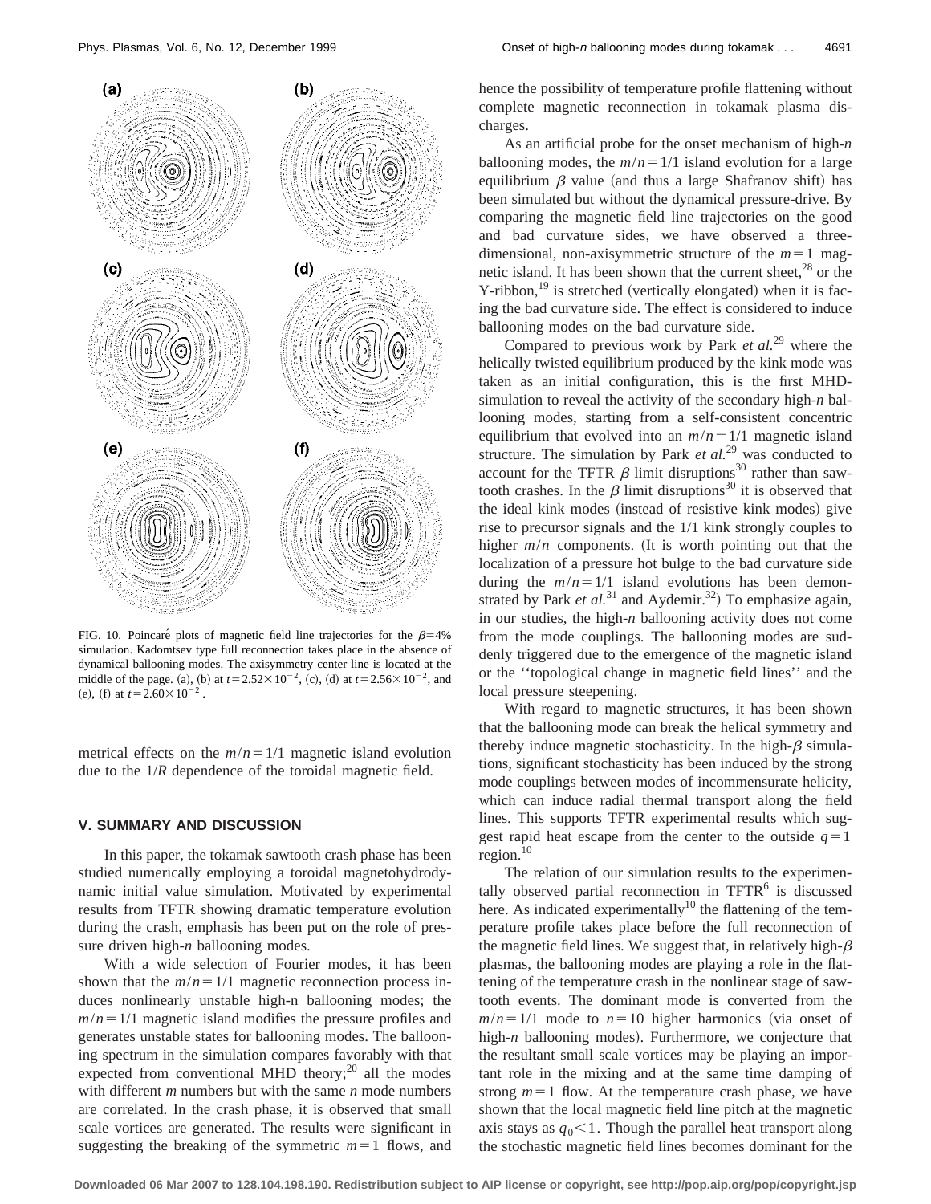FIG. 10. Poincaré plots of magnetic field line trajectories for the $\beta=4\%$ simulation. Kadomtsev type full reconnection takes place in the absence of dynamical ballooning modes. The axisymmetry center line is located at the middle of the page. (a), (b) at $t=2.52\times10^{-2}$, (c), (d) at $t=2.56\times10^{-2}$, and (e), (f) at $t=2.60\times10^{-2}$.

metrical effects on the $m/n=1/1$ magnetic island evolution due to the $1/R$ dependence of the toroidal magnetic field.

## V. SUMMARY AND DISCUSSION

In this paper, the tokamak sawtooth crash phase has been studied numerically employing a toroidal magnetohydrodynamic initial value simulation. Motivated by experimental results from TFTR showing dramatic temperature evolution during the crash, emphasis has been put on the role of pressure driven high-*n* ballooning modes.

With a wide selection of Fourier modes, it has been shown that the $m/n=1/1$ magnetic reconnection process induces nonlinearly unstable high-n ballooning modes; the $m/n=1/1$ magnetic island modifies the pressure profiles and generates unstable states for ballooning modes. The ballooning spectrum in the simulation compares favorably with that expected from conventional MHD theory;[20] all the modes with different *m* numbers but with the same *n* mode numbers are correlated. In the crash phase, it is observed that small scale vortices are generated. The results were significant in suggesting the breaking of the symmetric $m=1$ flows, and hence the possibility of temperature profile flattening without complete magnetic reconnection in tokamak plasma discharges.

As an artificial probe for the onset mechanism of high-*n* ballooning modes, the $m/n=1/1$ island evolution for a large equilibrium $\beta$ value (and thus a large Shafranov shift) has been simulated but without the dynamical pressure-drive. By comparing the magnetic field line trajectories on the good and bad curvature sides, we have observed a three-dimensional, non-axisymmetric structure of the $m=1$ magnetic island. It has been shown that the current sheet,[28] or the Y-ribbon,[19] is stretched (vertically elongated) when it is facing the bad curvature side. The effect is considered to induce ballooning modes on the bad curvature side.

Compared to previous work by Park *et al.*[29] where the helically twisted equilibrium produced by the kink mode was taken as an initial configuration, this is the first MHD-simulation to reveal the activity of the secondary high-*n* ballooning modes, starting from a self-consistent concentric equilibrium that evolved into an $m/n=1/1$ magnetic island structure. The simulation by Park *et al.*[29] was conducted to account for the TFTR $\beta$ limit disruptions[30] rather than sawtooth crashes. In the $\beta$ limit disruptions[30] it is observed that the ideal kink modes (instead of resistive kink modes) give rise to precursor signals and the 1/1 kink strongly couples to higher $m/n$ components. (It is worth pointing out that the localization of a pressure hot bulge to the bad curvature side during the $m/n=1/1$ island evolutions has been demonstrated by Park *et al.*[31] and Aydemir.[32]) To emphasize again, in our studies, the high-*n* ballooning activity does not come from the mode couplings. The ballooning modes are suddenly triggered due to the emergence of the magnetic island or the "topological change in magnetic field lines" and the local pressure steepening.

With regard to magnetic structures, it has been shown that the ballooning mode can break the helical symmetry and thereby induce magnetic stochasticity. In the high-$\beta$ simulations, significant stochasticity has been induced by the strong mode couplings between modes of incommensurate helicity, which can induce radial thermal transport along the field lines. This supports TFTR experimental results which suggest rapid heat escape from the center to the outside $q=1$ region.[10]

The relation of our simulation results to the experimentally observed partial reconnection in TFTR[6] is discussed here. As indicated experimentally[10] the flattening of the temperature profile takes place before the full reconnection of the magnetic field lines. We suggest that, in relatively high-$\beta$ plasmas, the ballooning modes are playing a role in the flattening of the temperature crash in the nonlinear stage of sawtooth events. The dominant mode is converted from the $m/n=1/1$ mode to $n=10$ higher harmonics (via onset of high-*n* ballooning modes). Furthermore, we conjecture that the resultant small scale vortices may be playing an important role in the mixing and at the same time damping of strong $m=1$ flow. At the temperature crash phase, we have shown that the local magnetic field line pitch at the magnetic axis stays as $q_0<1$. Though the parallel heat transport along the stochastic magnetic field lines becomes dominant for the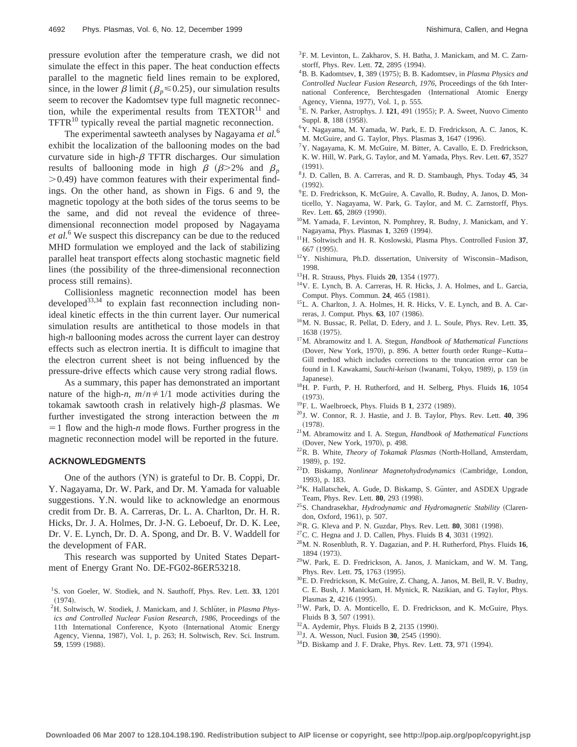pressure evolution after the temperature crash, we did not simulate the effect in this paper. The heat conduction effects parallel to the magnetic field lines remain to be explored, since, in the lower $\beta$ limit ($\beta_p \leq 0.25$), our simulation results seem to recover the Kadomtsev type full magnetic reconnection, while the experimental results from TEXTOR[11] and TFTR[10] typically reveal the partial magnetic reconnection.

The experimental sawteeth analyses by Nagayama *et al.*[6] exhibit the localization of the ballooning modes on the bad curvature side in high-$\beta$ TFTR discharges. Our simulation results of ballooning mode in high $\beta$ ($\beta > 2\%$ and $\beta_p > 0.49$) have common features with their experimental findings. On the other hand, as shown in Figs. 6 and 9, the magnetic topology at the both sides of the torus seems to be the same, and did not reveal the evidence of three-dimensional reconnection model proposed by Nagayama *et al.*[6] We suspect this discrepancy can be due to the reduced MHD formulation we employed and the lack of stabilizing parallel heat transport effects along stochastic magnetic field lines (the possibility of the three-dimensional reconnection process still remains).

Collisionless magnetic reconnection model has been developed[33,34] to explain fast reconnection including nonideal kinetic effects in the thin current layer. Our numerical simulation results are antithetical to those models in that high-*n* ballooning modes across the current layer can destroy effects such as electron inertia. It is difficult to imagine that the electron current sheet is not being influenced by the pressure-drive effects which cause very strong radial flows.

As a summary, this paper has demonstrated an important nature of the high-*n*, $m/n \neq 1/1$ mode activities during the tokamak sawtooth crash in relatively high-$\beta$ plasmas. We further investigated the strong interaction between the $m = 1$ flow and the high-*n* mode flows. Further progress in the magnetic reconnection model will be reported in the future.

## ACKNOWLEDGMENTS

One of the authors (YN) is grateful to Dr. B. Coppi, Dr. Y. Nagayama, Dr. W. Park, and Dr. M. Yamada for valuable suggestions. Y.N. would like to acknowledge an enormous credit from Dr. B. A. Carreras, Dr. L. A. Charlton, Dr. H. R. Hicks, Dr. J. A. Holmes, Dr. J-N. G. Leboeuf, Dr. D. K. Lee, Dr. V. E. Lynch, Dr. D. A. Spong, and Dr. B. V. Waddell for the development of FAR.

This research was supported by United States Department of Energy Grant No. DE-FG02-86ER53218.

[1] S. von Goeler, W. Stodiek, and N. Sauthoff, Phys. Rev. Lett. **33**, 1201 (1974).

[2] H. Soltwisch, W. Stodiek, J. Manickam, and J. Schlüter, in *Plasma Physics and Controlled Nuclear Fusion Research, 1986*, Proceedings of the 11th International Conference, Kyoto (International Atomic Energy Agency, Vienna, 1987), Vol. 1, p. 263; H. Soltwisch, Rev. Sci. Instrum. **59**, 1599 (1988).

[3] F. M. Levinton, L. Zakharov, S. H. Batha, J. Manickam, and M. C. Zarnstorff, Phys. Rev. Lett. **72**, 2895 (1994).

[4] B. B. Kadomtsev, **1**, 389 (1975); B. B. Kadomtsev, in *Plasma Physics and Controlled Nuclear Fusion Research, 1976*, Proceedings of the 6th International Conference, Berchtesgaden (International Atomic Energy Agency, Vienna, 1977), Vol. 1, p. 555.

[5] E. N. Parker, Astrophys. J. **121**, 491 (1955); P. A. Sweet, Nuovo Cimento Suppl. **8**, 188 (1958).

[6] Y. Nagayama, M. Yamada, W. Park, E. D. Fredrickson, A. C. Janos, K. M. McGuire, and G. Taylor, Phys. Plasmas **3**, 1647 (1996).

[7] Y. Nagayama, K. M. McGuire, M. Bitter, A. Cavallo, E. D. Fredrickson, K. W. Hill, W. Park, G. Taylor, and M. Yamada, Phys. Rev. Lett. **67**, 3527 (1991).

[8] J. D. Callen, B. A. Carreras, and R. D. Stambaugh, Phys. Today **45**, 34 (1992).

[9] E. D. Fredrickson, K. McGuire, A. Cavallo, R. Budny, A. Janos, D. Monticello, Y. Nagayama, W. Park, G. Taylor, and M. C. Zarnstorff, Phys. Rev. Lett. **65**, 2869 (1990).

[10] M. Yamada, F. Levinton, N. Pomphrey, R. Budny, J. Manickam, and Y. Nagayama, Phys. Plasmas **1**, 3269 (1994).

[11] H. Soltwisch and H. R. Koslowski, Plasma Phys. Controlled Fusion **37**, 667 (1995).

[12] Y. Nishimura, Ph.D. dissertation, University of Wisconsin–Madison, 1998.

[13] H. R. Strauss, Phys. Fluids **20**, 1354 (1977).

[14] V. E. Lynch, B. A. Carreras, H. R. Hicks, J. A. Holmes, and L. Garcia, Comput. Phys. Commun. **24**, 465 (1981).

[15] L. A. Charlton, J. A. Holmes, H. R. Hicks, V. E. Lynch, and B. A. Carreras, J. Comput. Phys. **63**, 107 (1986).

[16] M. N. Bussac, R. Pellat, D. Edery, and J. L. Soule, Phys. Rev. Lett. **35**, 1638 (1975).

[17] M. Abramowitz and I. A. Stegun, *Handbook of Mathematical Functions* (Dover, New York, 1970), p. 896. A better fourth order Runge–Kutta–Gill method which includes corrections to the truncation error can be found in I. Kawakami, *Suuchi-keisan* (Iwanami, Tokyo, 1989), p. 159 (in Japanese).

[18] H. P. Furth, P. H. Rutherford, and H. Selberg, Phys. Fluids **16**, 1054 (1973).

[19] F. L. Waelbroeck, Phys. Fluids B **1**, 2372 (1989).

[20] J. W. Connor, R. J. Hastie, and J. B. Taylor, Phys. Rev. Lett. **40**, 396 (1978).

[21] M. Abramowitz and I. A. Stegun, *Handbook of Mathematical Functions* (Dover, New York, 1970), p. 498.

[22] R. B. White, *Theory of Tokamak Plasmas* (North-Holland, Amsterdam, 1989), p. 192.

[23] D. Biskamp, *Nonlinear Magnetohydrodynamics* (Cambridge, London, 1993), p. 183.

[24] K. Hallatschek, A. Gude, D. Biskamp, S. Günter, and ASDEX Upgrade Team, Phys. Rev. Lett. **80**, 293 (1998).

[25] S. Chandrasekhar, *Hydrodynamic and Hydromagnetic Stability* (Clarendon, Oxford, 1961), p. 507.

[26] R. G. Kleva and P. N. Guzdar, Phys. Rev. Lett. **80**, 3081 (1998).

[27] C. C. Hegna and J. D. Callen, Phys. Fluids B **4**, 3031 (1992).

[28] M. N. Rosenbluth, R. Y. Dagazian, and P. H. Rutherford, Phys. Fluids **16**, 1894 (1973).

[29] W. Park, E. D. Fredrickson, A. Janos, J. Manickam, and W. M. Tang, Phys. Rev. Lett. **75**, 1763 (1995).

[30] E. D. Fredrickson, K. McGuire, Z. Chang, A. Janos, M. Bell, R. V. Budny, C. E. Bush, J. Manickam, H. Mynick, R. Nazikian, and G. Taylor, Phys. Plasmas **2**, 4216 (1995).

[31] W. Park, D. A. Monticello, E. D. Fredrickson, and K. McGuire, Phys. Fluids B **3**, 507 (1991).

[32] A. Aydemir, Phys. Fluids B **2**, 2135 (1990).

[33] J. A. Wesson, Nucl. Fusion **30**, 2545 (1990).

[34] D. Biskamp and J. F. Drake, Phys. Rev. Lett. **73**, 971 (1994).